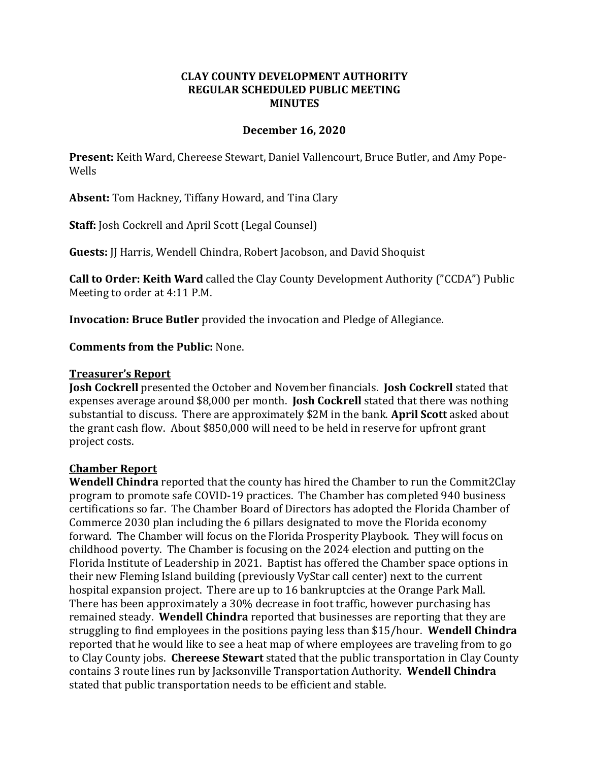**CLAY COUNTY DEVELOPMENT AUTHORITY**
**REGULAR SCHEDULED PUBLIC MEETING**
**MINUTES**

**December 16, 2020**

**Present:** Keith Ward, Chereese Stewart, Daniel Vallencourt, Bruce Butler, and Amy Pope-Wells

**Absent:** Tom Hackney, Tiffany Howard, and Tina Clary

**Staff:** Josh Cockrell and April Scott (Legal Counsel)

**Guests:** JJ Harris, Wendell Chindra, Robert Jacobson, and David Shoquist

**Call to Order: Keith Ward** called the Clay County Development Authority ("CCDA") Public Meeting to order at 4:11 P.M.

**Invocation: Bruce Butler** provided the invocation and Pledge of Allegiance.

**Comments from the Public:** None.

**Treasurer's Report**

**Josh Cockrell** presented the October and November financials. **Josh Cockrell** stated that expenses average around $8,000 per month. **Josh Cockrell** stated that there was nothing substantial to discuss. There are approximately $2M in the bank. **April Scott** asked about the grant cash flow. About $850,000 will need to be held in reserve for upfront grant project costs.

**Chamber Report**

**Wendell Chindra** reported that the county has hired the Chamber to run the Commit2Clay program to promote safe COVID-19 practices. The Chamber has completed 940 business certifications so far. The Chamber Board of Directors has adopted the Florida Chamber of Commerce 2030 plan including the 6 pillars designated to move the Florida economy forward. The Chamber will focus on the Florida Prosperity Playbook. They will focus on childhood poverty. The Chamber is focusing on the 2024 election and putting on the Florida Institute of Leadership in 2021. Baptist has offered the Chamber space options in their new Fleming Island building (previously VyStar call center) next to the current hospital expansion project. There are up to 16 bankruptcies at the Orange Park Mall. There has been approximately a 30% decrease in foot traffic, however purchasing has remained steady. **Wendell Chindra** reported that businesses are reporting that they are struggling to find employees in the positions paying less than $15/hour. **Wendell Chindra** reported that he would like to see a heat map of where employees are traveling from to go to Clay County jobs. **Chereese Stewart** stated that the public transportation in Clay County contains 3 route lines run by Jacksonville Transportation Authority. **Wendell Chindra** stated that public transportation needs to be efficient and stable.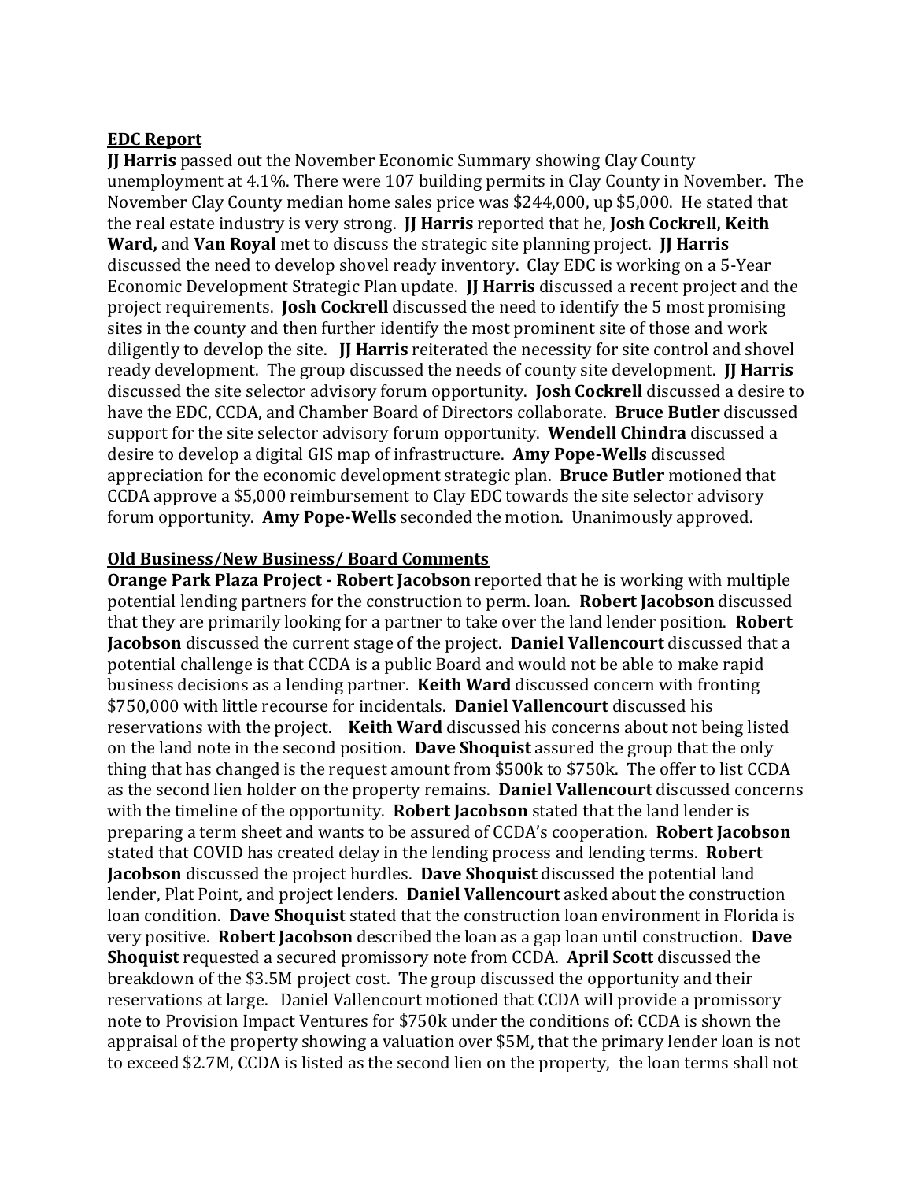**EDC Report**

**JJ Harris** passed out the November Economic Summary showing Clay County unemployment at 4.1%. There were 107 building permits in Clay County in November. The November Clay County median home sales price was $244,000, up $5,000. He stated that the real estate industry is very strong. **JJ Harris** reported that he, **Josh Cockrell, Keith Ward,** and **Van Royal** met to discuss the strategic site planning project. **JJ Harris** discussed the need to develop shovel ready inventory. Clay EDC is working on a 5-Year Economic Development Strategic Plan update. **JJ Harris** discussed a recent project and the project requirements. **Josh Cockrell** discussed the need to identify the 5 most promising sites in the county and then further identify the most prominent site of those and work diligently to develop the site. **JJ Harris** reiterated the necessity for site control and shovel ready development. The group discussed the needs of county site development. **JJ Harris** discussed the site selector advisory forum opportunity. **Josh Cockrell** discussed a desire to have the EDC, CCDA, and Chamber Board of Directors collaborate. **Bruce Butler** discussed support for the site selector advisory forum opportunity. **Wendell Chindra** discussed a desire to develop a digital GIS map of infrastructure. **Amy Pope-Wells** discussed appreciation for the economic development strategic plan. **Bruce Butler** motioned that CCDA approve a $5,000 reimbursement to Clay EDC towards the site selector advisory forum opportunity. **Amy Pope-Wells** seconded the motion. Unanimously approved.

**Old Business/New Business/ Board Comments**

**Orange Park Plaza Project - Robert Jacobson** reported that he is working with multiple potential lending partners for the construction to perm. loan. **Robert Jacobson** discussed that they are primarily looking for a partner to take over the land lender position. **Robert Jacobson** discussed the current stage of the project. **Daniel Vallencourt** discussed that a potential challenge is that CCDA is a public Board and would not be able to make rapid business decisions as a lending partner. **Keith Ward** discussed concern with fronting $750,000 with little recourse for incidentals. **Daniel Vallencourt** discussed his reservations with the project. **Keith Ward** discussed his concerns about not being listed on the land note in the second position. **Dave Shoquist** assured the group that the only thing that has changed is the request amount from $500k to $750k. The offer to list CCDA as the second lien holder on the property remains. **Daniel Vallencourt** discussed concerns with the timeline of the opportunity. **Robert Jacobson** stated that the land lender is preparing a term sheet and wants to be assured of CCDA's cooperation. **Robert Jacobson** stated that COVID has created delay in the lending process and lending terms. **Robert Jacobson** discussed the project hurdles. **Dave Shoquist** discussed the potential land lender, Plat Point, and project lenders. **Daniel Vallencourt** asked about the construction loan condition. **Dave Shoquist** stated that the construction loan environment in Florida is very positive. **Robert Jacobson** described the loan as a gap loan until construction. **Dave Shoquist** requested a secured promissory note from CCDA. **April Scott** discussed the breakdown of the $3.5M project cost. The group discussed the opportunity and their reservations at large. Daniel Vallencourt motioned that CCDA will provide a promissory note to Provision Impact Ventures for $750k under the conditions of: CCDA is shown the appraisal of the property showing a valuation over $5M, that the primary lender loan is not to exceed $2.7M, CCDA is listed as the second lien on the property, the loan terms shall not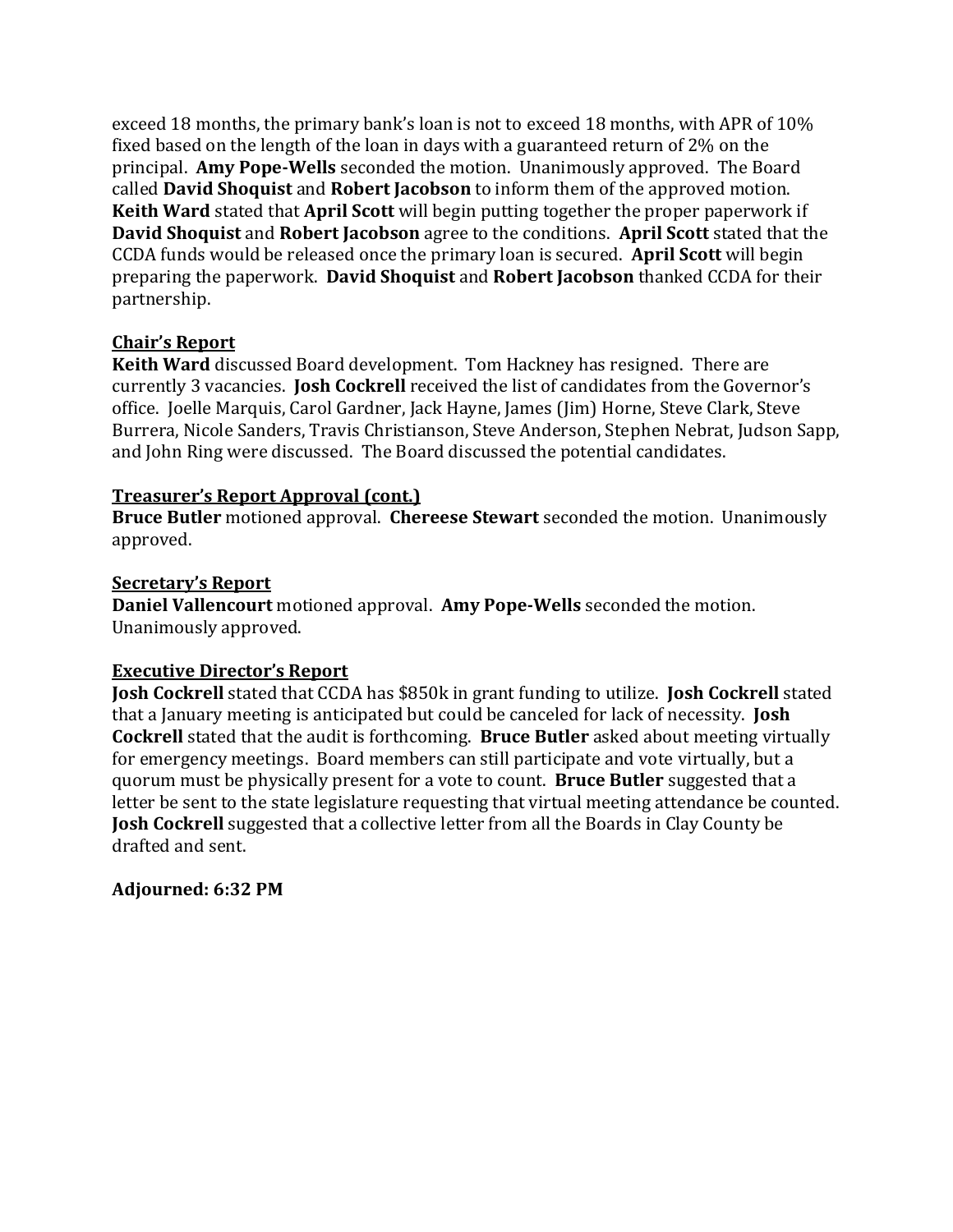exceed 18 months, the primary bank's loan is not to exceed 18 months, with APR of 10% fixed based on the length of the loan in days with a guaranteed return of 2% on the principal. **Amy Pope-Wells** seconded the motion. Unanimously approved. The Board called **David Shoquist** and **Robert Jacobson** to inform them of the approved motion. **Keith Ward** stated that **April Scott** will begin putting together the proper paperwork if **David Shoquist** and **Robert Jacobson** agree to the conditions. **April Scott** stated that the CCDA funds would be released once the primary loan is secured. **April Scott** will begin preparing the paperwork. **David Shoquist** and **Robert Jacobson** thanked CCDA for their partnership.

**Chair's Report**

**Keith Ward** discussed Board development. Tom Hackney has resigned. There are currently 3 vacancies. **Josh Cockrell** received the list of candidates from the Governor's office. Joelle Marquis, Carol Gardner, Jack Hayne, James (Jim) Horne, Steve Clark, Steve Burrera, Nicole Sanders, Travis Christianson, Steve Anderson, Stephen Nebrat, Judson Sapp, and John Ring were discussed. The Board discussed the potential candidates.

**Treasurer's Report Approval (cont.)**

**Bruce Butler** motioned approval. **Chereese Stewart** seconded the motion. Unanimously approved.

**Secretary's Report**

**Daniel Vallencourt** motioned approval. **Amy Pope-Wells** seconded the motion. Unanimously approved.

**Executive Director's Report**

**Josh Cockrell** stated that CCDA has $850k in grant funding to utilize. **Josh Cockrell** stated that a January meeting is anticipated but could be canceled for lack of necessity. **Josh Cockrell** stated that the audit is forthcoming. **Bruce Butler** asked about meeting virtually for emergency meetings. Board members can still participate and vote virtually, but a quorum must be physically present for a vote to count. **Bruce Butler** suggested that a letter be sent to the state legislature requesting that virtual meeting attendance be counted. **Josh Cockrell** suggested that a collective letter from all the Boards in Clay County be drafted and sent.

**Adjourned: 6:32 PM**